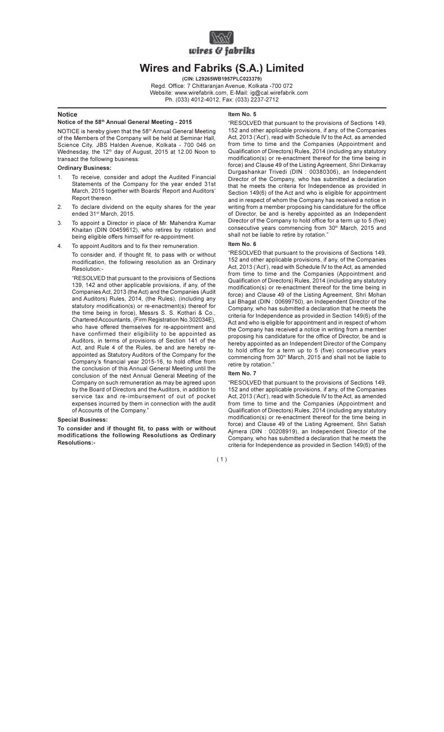wires & fabriks

# Wires and Fabriks (S.A.) Limited

**(CIN: L29265WB1957PLC023379)**

Regd. Office: 7 Chittaranjan Avenue, Kolkata -700 072
Website: www.wirefabrik.com, E-Mail: ig@cal.wirefabrik.com
Ph. (033) 4012-4012, Fax: (033) 2237-2712

## Notice

### Notice of the 58th Annual General Meeting - 2015

NOTICE is hereby given that the 58th Annual General Meeting of the Members of the Company will be held at Seminar Hall, Science City, JBS Halden Avenue, Kolkata - 700 046 on Wednesday, the 12th day of August, 2015 at 12.00 Noon to transact the following business:

**Ordinary Business:**

1. To receive, consider and adopt the Audited Financial Statements of the Company for the year ended 31st March, 2015 together with Boards' Report and Auditors' Report thereon.
2. To declare dividend on the equity shares for the year ended 31st March, 2015.
3. To appoint a Director in place of Mr. Mahendra Kumar Khaitan (DIN 00459612), who retires by rotation and being eligible offers himself for re-appointment.
4. To appoint Auditors and to fix their remuneration.

   To consider and, if thought fit, to pass with or without modification, the following resolution as an Ordinary Resolution:-

   "RESOLVED that pursuant to the provisions of Sections 139, 142 and other applicable provisions, if any, of the Companies Act, 2013 (the Act) and the Companies (Audit and Auditors) Rules, 2014, (the Rules), (including any statutory modification(s) or re-enactment(s) thereof for the time being in force), Messrs S. S. Kothari & Co., Chartered Accountants, (Firm Registration No.302034E), who have offered themselves for re-appointment and have confirmed their eligibility to be appointed as Auditors, in terms of provisions of Section 141 of the Act, and Rule 4 of the Rules, be and are hereby re-appointed as Statutory Auditors of the Company for the Company's financial year 2015-16, to hold office from the conclusion of this Annual General Meeting until the conclusion of the next Annual General Meeting of the Company on such remuneration as may be agreed upon by the Board of Directors and the Auditors, in addition to service tax and re-imbursement of out of pocket expenses incurred by them in connection with the audit of Accounts of the Company."

**Special Business:**

**To consider and if thought fit, to pass with or without modifications the following Resolutions as Ordinary Resolutions:-**

**Item No. 5**

"RESOLVED that pursuant to the provisions of Sections 149, 152 and other applicable provisions, if any, of the Companies Act, 2013 ('Act'), read with Schedule IV to the Act, as amended from time to time and the Companies (Appointment and Qualification of Directors) Rules, 2014 (including any statutory modification(s) or re-enactment thereof for the time being in force) and Clause 49 of the Listing Agreement, Shri Dinkarray Durgashankar Trivedi (DIN : 00380306), an Independent Director of the Company, who has submitted a declaration that he meets the criteria for Independence as provided in Section 149(6) of the Act and who is eligible for appointment and in respect of whom the Company has received a notice in writing from a member proposing his candidature for the office of Director, be and is hereby appointed as an Independent Director of the Company to hold office for a term up to 5 (five) consecutive years commencing from 30th March, 2015 and shall not be liable to retire by rotation."

**Item No. 6**

"RESOLVED that pursuant to the provisions of Sections 149, 152 and other applicable provisions, if any, of the Companies Act, 2013 ('Act'), read with Schedule IV to the Act, as amended from time to time and the Companies (Appointment and Qualification of Directors) Rules, 2014 (including any statutory modification(s) or re-enactment thereof for the time being in force) and Clause 49 of the Listing Agreement, Shri Mohan Lal Bhagat (DIN : 00699750), an Independent Director of the Company, who has submitted a declaration that he meets the criteria for Independence as provided in Section 149(6) of the Act and who is eligible for appointment and in respect of whom the Company has received a notice in writing from a member proposing his candidature for the office of Director, be and is hereby appointed as an Independent Director of the Company to hold office for a term up to 5 (five) consecutive years commencing from 30th March, 2015 and shall not be liable to retire by rotation."

**Item No. 7**

"RESOLVED that pursuant to the provisions of Sections 149, 152 and other applicable provisions, if any, of the Companies Act, 2013 ('Act'), read with Schedule IV to the Act, as amended from time to time and the Companies (Appointment and Qualification of Directors) Rules, 2014 (including any statutory modification(s) or re-enactment thereof for the time being in force) and Clause 49 of the Listing Agreement, Shri Satish Ajmera (DIN : 00208919), an Independent Director of the Company, who has submitted a declaration that he meets the criteria for Independence as provided in Section 149(6) of the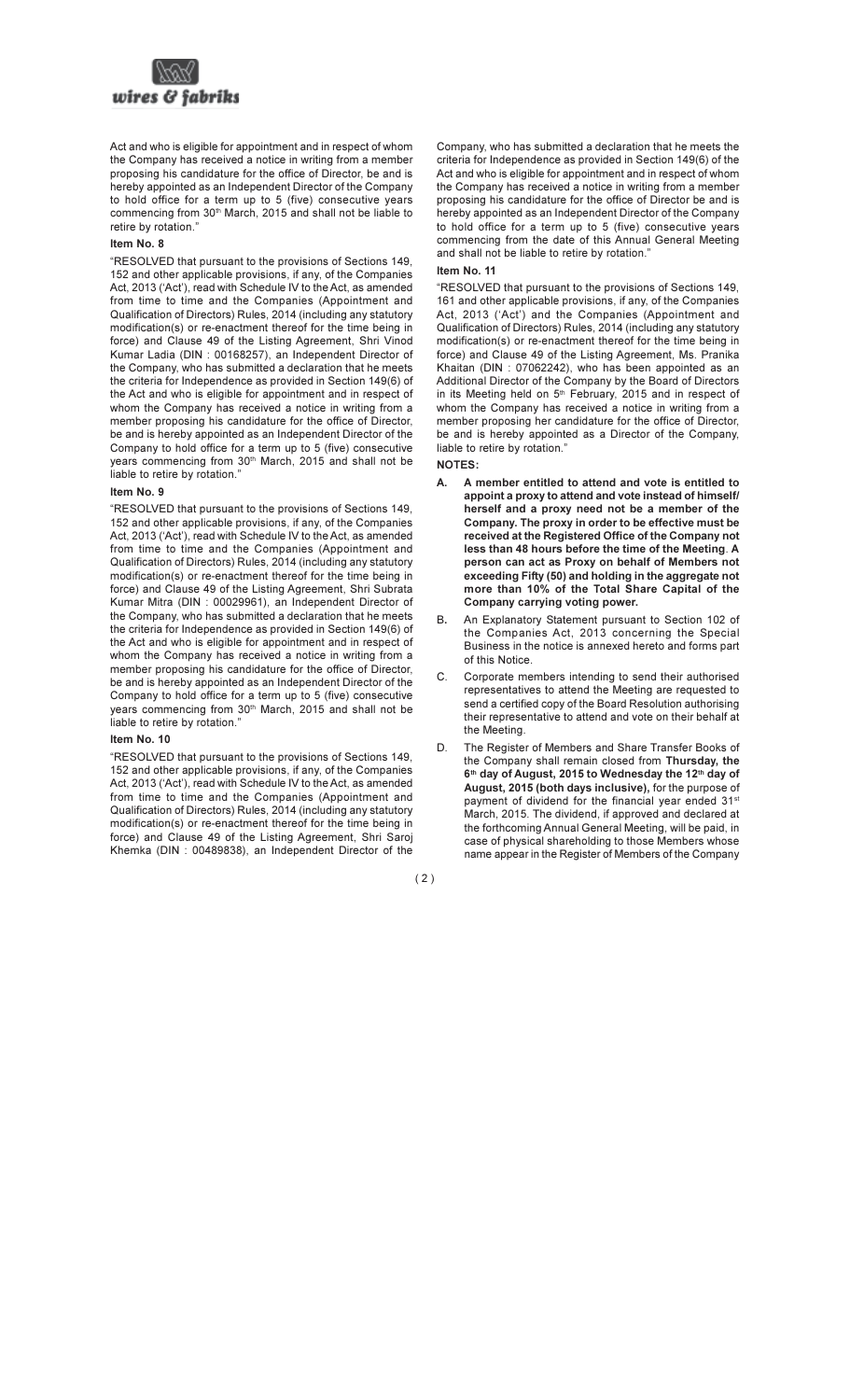Act and who is eligible for appointment and in respect of whom the Company has received a notice in writing from a member proposing his candidature for the office of Director, be and is hereby appointed as an Independent Director of the Company to hold office for a term up to 5 (five) consecutive years commencing from 30th March, 2015 and shall not be liable to retire by rotation."

**Item No. 8**

"RESOLVED that pursuant to the provisions of Sections 149, 152 and other applicable provisions, if any, of the Companies Act, 2013 ('Act'), read with Schedule IV to the Act, as amended from time to time and the Companies (Appointment and Qualification of Directors) Rules, 2014 (including any statutory modification(s) or re-enactment thereof for the time being in force) and Clause 49 of the Listing Agreement, Shri Vinod Kumar Ladia (DIN : 00168257), an Independent Director of the Company, who has submitted a declaration that he meets the criteria for Independence as provided in Section 149(6) of the Act and who is eligible for appointment and in respect of whom the Company has received a notice in writing from a member proposing his candidature for the office of Director, be and is hereby appointed as an Independent Director of the Company to hold office for a term up to 5 (five) consecutive years commencing from 30th March, 2015 and shall not be liable to retire by rotation."

**Item No. 9**

"RESOLVED that pursuant to the provisions of Sections 149, 152 and other applicable provisions, if any, of the Companies Act, 2013 ('Act'), read with Schedule IV to the Act, as amended from time to time and the Companies (Appointment and Qualification of Directors) Rules, 2014 (including any statutory modification(s) or re-enactment thereof for the time being in force) and Clause 49 of the Listing Agreement, Shri Subrata Kumar Mitra (DIN : 00029961), an Independent Director of the Company, who has submitted a declaration that he meets the criteria for Independence as provided in Section 149(6) of the Act and who is eligible for appointment and in respect of whom the Company has received a notice in writing from a member proposing his candidature for the office of Director, be and is hereby appointed as an Independent Director of the Company to hold office for a term up to 5 (five) consecutive years commencing from 30th March, 2015 and shall not be liable to retire by rotation."

**Item No. 10**

"RESOLVED that pursuant to the provisions of Sections 149, 152 and other applicable provisions, if any, of the Companies Act, 2013 ('Act'), read with Schedule IV to the Act, as amended from time to time and the Companies (Appointment and Qualification of Directors) Rules, 2014 (including any statutory modification(s) or re-enactment thereof for the time being in force) and Clause 49 of the Listing Agreement, Shri Saroj Khemka (DIN : 00489838), an Independent Director of the Company, who has submitted a declaration that he meets the criteria for Independence as provided in Section 149(6) of the Act and who is eligible for appointment and in respect of whom the Company has received a notice in writing from a member proposing his candidature for the office of Director be and is hereby appointed as an Independent Director of the Company to hold office for a term up to 5 (five) consecutive years commencing from the date of this Annual General Meeting and shall not be liable to retire by rotation."

**Item No. 11**

"RESOLVED that pursuant to the provisions of Sections 149, 161 and other applicable provisions, if any, of the Companies Act, 2013 ('Act') and the Companies (Appointment and Qualification of Directors) Rules, 2014 (including any statutory modification(s) or re-enactment thereof for the time being in force) and Clause 49 of the Listing Agreement, Ms. Pranika Khaitan (DIN : 07062242), who has been appointed as an Additional Director of the Company by the Board of Directors in its Meeting held on 5th February, 2015 and in respect of whom the Company has received a notice in writing from a member proposing her candidature for the office of Director, be and is hereby appointed as a Director of the Company, liable to retire by rotation."

**NOTES:**

A. **A member entitled to attend and vote is entitled to appoint a proxy to attend and vote instead of himself/herself and a proxy need not be a member of the Company. The proxy in order to be effective must be received at the Registered Office of the Company not less than 48 hours before the time of the Meeting. A person can act as Proxy on behalf of Members not exceeding Fifty (50) and holding in the aggregate not more than 10% of the Total Share Capital of the Company carrying voting power.**

B. An Explanatory Statement pursuant to Section 102 of the Companies Act, 2013 concerning the Special Business in the notice is annexed hereto and forms part of this Notice.

C. Corporate members intending to send their authorised representatives to attend the Meeting are requested to send a certified copy of the Board Resolution authorising their representative to attend and vote on their behalf at the Meeting.

D. The Register of Members and Share Transfer Books of the Company shall remain closed from **Thursday, the 6th day of August, 2015 to Wednesday the 12th day of August, 2015 (both days inclusive),** for the purpose of payment of dividend for the financial year ended 31st March, 2015. The dividend, if approved and declared at the forthcoming Annual General Meeting, will be paid, in case of physical shareholding to those Members whose name appear in the Register of Members of the Company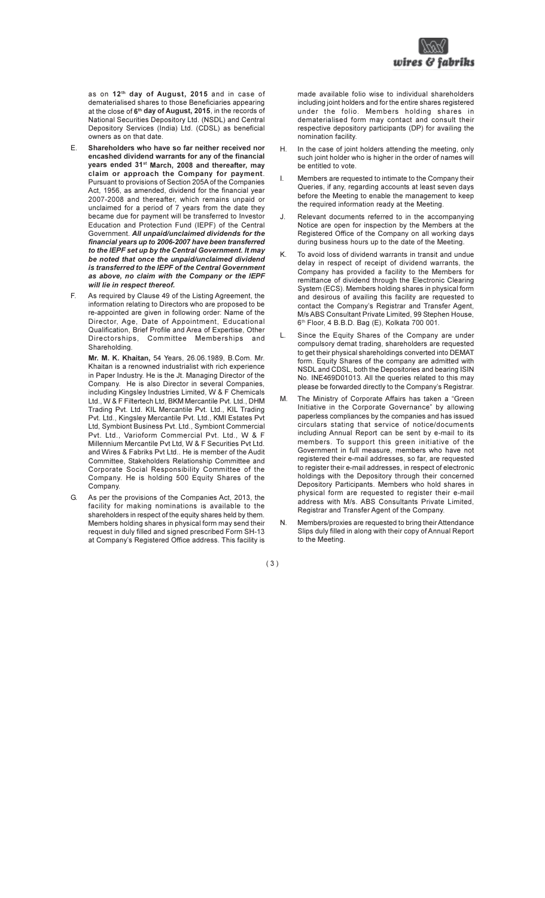as on **12th day of August, 2015** and in case of dematerialised shares to those Beneficiaries appearing at the close of **6th day of August, 2015**, in the records of National Securities Depository Ltd. (NSDL) and Central Depository Services (India) Ltd. (CDSL) as beneficial owners as on that date.

E. **Shareholders who have so far neither received nor encashed dividend warrants for any of the financial years ended 31st March, 2008 and thereafter, may claim or approach the Company for payment**. Pursuant to provisions of Section 205A of the Companies Act, 1956, as amended, dividend for the financial year 2007-2008 and thereafter, which remains unpaid or unclaimed for a period of 7 years from the date they became due for payment will be transferred to Investor Education and Protection Fund (IEPF) of the Central Government. ***All unpaid/unclaimed dividends for the financial years up to 2006-2007 have been transferred to the IEPF set up by the Central Government. It may be noted that once the unpaid/unclaimed dividend is transferred to the IEPF of the Central Government as above, no claim with the Company or the IEPF will lie in respect thereof.***

F. As required by Clause 49 of the Listing Agreement, the information relating to Directors who are proposed to be re-appointed are given in following order: Name of the Director, Age, Date of Appointment, Educational Qualification, Brief Profile and Area of Expertise, Other Directorships, Committee Memberships and Shareholding.

   **Mr. M. K. Khaitan,** 54 Years, 26.06.1989, B.Com. Mr. Khaitan is a renowned industrialist with rich experience in Paper Industry. He is the Jt. Managing Director of the Company. He is also Director in several Companies, including Kingsley Industries Limited, W & F Chemicals Ltd., W & F Filtertech Ltd, BKM Mercantile Pvt. Ltd., DHM Trading Pvt. Ltd. KIL Mercantile Pvt. Ltd., KIL Trading Pvt. Ltd., Kingsley Mercantile Pvt. Ltd., KMI Estates Pvt Ltd, Symbiont Business Pvt. Ltd., Symbiont Commercial Pvt. Ltd., Varioform Commercial Pvt. Ltd., W & F Millennium Mercantile Pvt Ltd, W & F Securities Pvt Ltd. and Wires & Fabriks Pvt Ltd.. He is member of the Audit Committee, Stakeholders Relationship Committee and Corporate Social Responsibility Committee of the Company. He is holding 500 Equity Shares of the Company.

G. As per the provisions of the Companies Act, 2013, the facility for making nominations is available to the shareholders in respect of the equity shares held by them. Members holding shares in physical form may send their request in duly filled and signed prescribed Form SH-13 at Company's Registered Office address. This facility is made available folio wise to individual shareholders including joint holders and for the entire shares registered under the folio. Members holding shares in dematerialised form may contact and consult their respective depository participants (DP) for availing the nomination facility.

H. In the case of joint holders attending the meeting, only such joint holder who is higher in the order of names will be entitled to vote.

I. Members are requested to intimate to the Company their Queries, if any, regarding accounts at least seven days before the Meeting to enable the management to keep the required information ready at the Meeting.

J. Relevant documents referred to in the accompanying Notice are open for inspection by the Members at the Registered Office of the Company on all working days during business hours up to the date of the Meeting.

K. To avoid loss of dividend warrants in transit and undue delay in respect of receipt of dividend warrants, the Company has provided a facility to the Members for remittance of dividend through the Electronic Clearing System (ECS). Members holding shares in physical form and desirous of availing this facility are requested to contact the Company's Registrar and Transfer Agent, M/s ABS Consultant Private Limited, 99 Stephen House, 6th Floor, 4 B.B.D. Bag (E), Kolkata 700 001.

L. Since the Equity Shares of the Company are under compulsory demat trading, shareholders are requested to get their physical shareholdings converted into DEMAT form. Equity Shares of the company are admitted with NSDL and CDSL, both the Depositories and bearing ISIN No. INE469D01013. All the queries related to this may please be forwarded directly to the Company's Registrar.

M. The Ministry of Corporate Affairs has taken a "Green Initiative in the Corporate Governance" by allowing paperless compliances by the companies and has issued circulars stating that service of notice/documents including Annual Report can be sent by e-mail to its members. To support this green initiative of the Government in full measure, members who have not registered their e-mail addresses, so far, are requested to register their e-mail addresses, in respect of electronic holdings with the Depository through their concerned Depository Participants. Members who hold shares in physical form are requested to register their e-mail address with M/s. ABS Consultants Private Limited, Registrar and Transfer Agent of the Company.

N. Members/proxies are requested to bring their Attendance Slips duly filled in along with their copy of Annual Report to the Meeting.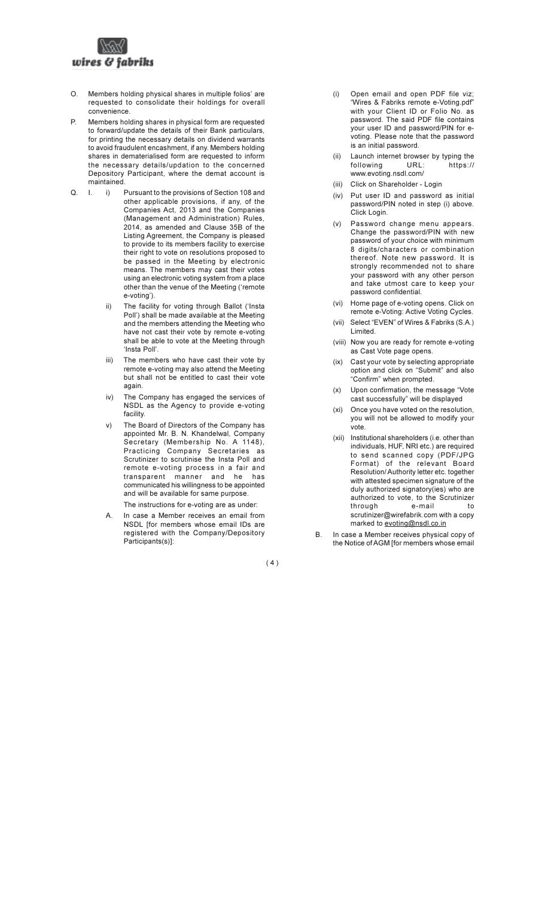O. Members holding physical shares in multiple folios' are requested to consolidate their holdings for overall convenience.

P. Members holding shares in physical form are requested to forward/update the details of their Bank particulars, for printing the necessary details on dividend warrants to avoid fraudulent encashment, if any. Members holding shares in dematerialised form are requested to inform the necessary details/updation to the concerned Depository Participant, where the demat account is maintained.

Q. I. i) Pursuant to the provisions of Section 108 and other applicable provisions, if any, of the Companies Act, 2013 and the Companies (Management and Administration) Rules, 2014, as amended and Clause 35B of the Listing Agreement, the Company is pleased to provide to its members facility to exercise their right to vote on resolutions proposed to be passed in the Meeting by electronic means. The members may cast their votes using an electronic voting system from a place other than the venue of the Meeting ('remote e-voting').

ii) The facility for voting through Ballot ('Insta Poll') shall be made available at the Meeting and the members attending the Meeting who have not cast their vote by remote e-voting shall be able to vote at the Meeting through 'Insta Poll'.

iii) The members who have cast their vote by remote e-voting may also attend the Meeting but shall not be entitled to cast their vote again.

iv) The Company has engaged the services of NSDL as the Agency to provide e-voting facility.

v) The Board of Directors of the Company has appointed Mr. B. N. Khandelwal, Company Secretary (Membership No. A 1148), Practicing Company Secretaries as Scrutinizer to scrutinise the Insta Poll and remote e-voting process in a fair and transparent manner and he has communicated his willingness to be appointed and will be available for same purpose.

The instructions for e-voting are as under:

A. In case a Member receives an email from NSDL [for members whose email IDs are registered with the Company/Depository Participants(s)]:

(i) Open email and open PDF file viz; "Wires & Fabriks remote e-Voting.pdf" with your Client ID or Folio No. as password. The said PDF file contains your user ID and password/PIN for e-voting. Please note that the password is an initial password.

(ii) Launch internet browser by typing the following URL: https://www.evoting.nsdl.com/

(iii) Click on Shareholder - Login

(iv) Put user ID and password as initial password/PIN noted in step (i) above. Click Login.

(v) Password change menu appears. Change the password/PIN with new password of your choice with minimum 8 digits/characters or combination thereof. Note new password. It is strongly recommended not to share your password with any other person and take utmost care to keep your password confidential.

(vi) Home page of e-voting opens. Click on remote e-Voting: Active Voting Cycles.

(vii) Select "EVEN" of Wires & Fabriks (S.A.) Limited.

(viii) Now you are ready for remote e-voting as Cast Vote page opens.

(ix) Cast your vote by selecting appropriate option and click on "Submit" and also "Confirm" when prompted.

(x) Upon confirmation, the message "Vote cast successfully" will be displayed

(xi) Once you have voted on the resolution, you will not be allowed to modify your vote.

(xii) Institutional shareholders (i.e. other than individuals, HUF, NRI etc.) are required to send scanned copy (PDF/JPG Format) of the relevant Board Resolution/ Authority letter etc. together with attested specimen signature of the duly authorized signatory(ies) who are authorized to vote, to the Scrutinizer through e-mail to scrutinizer@wirefabrik.com with a copy marked to evoting@nsdl.co.in

B. In case a Member receives physical copy of the Notice of AGM [for members whose email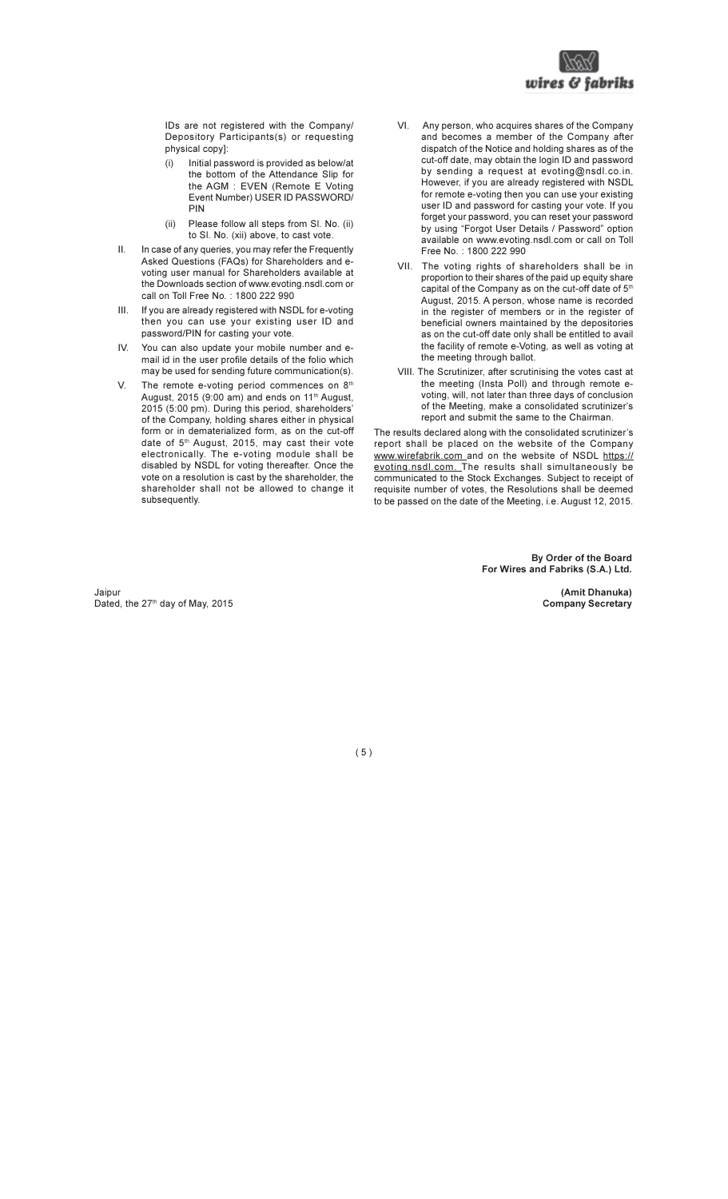IDs are not registered with the Company/ Depository Participants(s) or requesting physical copy]:

(i) Initial password is provided as below/at the bottom of the Attendance Slip for the AGM : EVEN (Remote E Voting Event Number) USER ID PASSWORD/ PIN

(ii) Please follow all steps from Sl. No. (ii) to Sl. No. (xii) above, to cast vote.

II. In case of any queries, you may refer the Frequently Asked Questions (FAQs) for Shareholders and e-voting user manual for Shareholders available at the Downloads section of www.evoting.nsdl.com or call on Toll Free No. : 1800 222 990

III. If you are already registered with NSDL for e-voting then you can use your existing user ID and password/PIN for casting your vote.

IV. You can also update your mobile number and e-mail id in the user profile details of the folio which may be used for sending future communication(s).

V. The remote e-voting period commences on 8th August, 2015 (9:00 am) and ends on 11th August, 2015 (5:00 pm). During this period, shareholders' of the Company, holding shares either in physical form or in dematerialized form, as on the cut-off date of 5th August, 2015, may cast their vote electronically. The e-voting module shall be disabled by NSDL for voting thereafter. Once the vote on a resolution is cast by the shareholder, the shareholder shall not be allowed to change it subsequently.

VI. Any person, who acquires shares of the Company and becomes a member of the Company after dispatch of the Notice and holding shares as of the cut-off date, may obtain the login ID and password by sending a request at evoting@nsdl.co.in. However, if you are already registered with NSDL for remote e-voting then you can use your existing user ID and password for casting your vote. If you forget your password, you can reset your password by using "Forgot User Details / Password" option available on www.evoting.nsdl.com or call on Toll Free No. : 1800 222 990

VII. The voting rights of shareholders shall be in proportion to their shares of the paid up equity share capital of the Company as on the cut-off date of 5th August, 2015. A person, whose name is recorded in the register of members or in the register of beneficial owners maintained by the depositories as on the cut-off date only shall be entitled to avail the facility of remote e-Voting, as well as voting at the meeting through ballot.

VIII. The Scrutinizer, after scrutinising the votes cast at the meeting (Insta Poll) and through remote e-voting, will, not later than three days of conclusion of the Meeting, make a consolidated scrutinizer's report and submit the same to the Chairman.

The results declared along with the consolidated scrutinizer's report shall be placed on the website of the Company www.wirefabrik.com and on the website of NSDL https://evoting.nsdl.com. The results shall simultaneously be communicated to the Stock Exchanges. Subject to receipt of requisite number of votes, the Resolutions shall be deemed to be passed on the date of the Meeting, i.e. August 12, 2015.

**By Order of the Board**
**For Wires and Fabriks (S.A.) Ltd.**

Jaipur
Dated, the 27th day of May, 2015

**(Amit Dhanuka)**
**Company Secretary**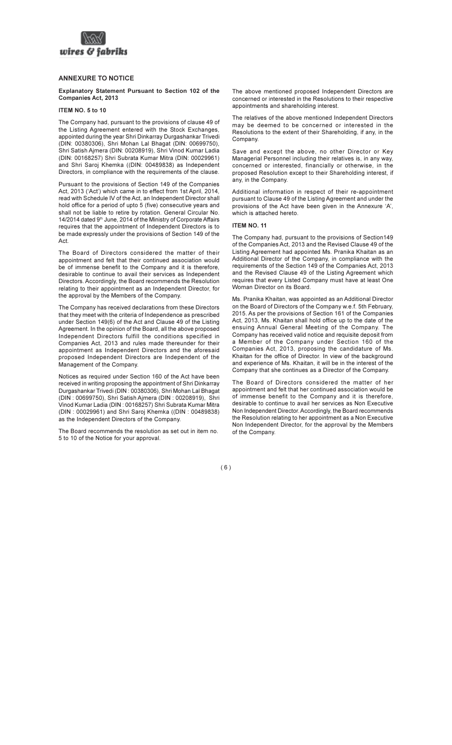## ANNEXURE TO NOTICE

**Explanatory Statement Pursuant to Section 102 of the Companies Act, 2013**

### ITEM NO. 5 to 10

The Company had, pursuant to the provisions of clause 49 of the Listing Agreement entered with the Stock Exchanges, appointed during the year Shri Dinkarray Durgashankar Trivedi (DIN: 00380306), Shri Mohan Lal Bhagat (DIN: 00699750), Shri Satish Ajmera (DIN: 00208919), Shri Vinod Kumar Ladia (DIN: 00168257) Shri Subrata Kumar Mitra (DIN: 00029961) and Shri Saroj Khemka ((DIN: 00489838) as Independent Directors, in compliance with the requirements of the clause.

Pursuant to the provisions of Section 149 of the Companies Act, 2013 ('Act') which came in to effect from 1st April, 2014, read with Schedule IV of the Act, an Independent Director shall hold office for a period of upto 5 (five) consecutive years and shall not be liable to retire by rotation. General Circular No. 14/2014 dated 9th June, 2014 of the Ministry of Corporate Affairs requires that the appointment of Independent Directors is to be made expressly under the provisions of Section 149 of the Act.

The Board of Directors considered the matter of their appointment and felt that their continued association would be of immense benefit to the Company and it is therefore, desirable to continue to avail their services as Independent Directors. Accordingly, the Board recommends the Resolution relating to their appointment as an Independent Director, for the approval by the Members of the Company.

The Company has received declarations from these Directors that they meet with the criteria of Independence as prescribed under Section 149(6) of the Act and Clause 49 of the Listing Agreement. In the opinion of the Board, all the above proposed Independent Directors fulfill the conditions specified in Companies Act, 2013 and rules made thereunder for their appointment as Independent Directors and the aforesaid proposed Independent Directors are Independent of the Management of the Company.

Notices as required under Section 160 of the Act have been received in writing proposing the appointment of Shri Dinkarray Durgashankar Trivedi (DIN : 00380306), Shri Mohan Lal Bhagat (DIN : 00699750), Shri Satish Ajmera (DIN : 00208919), Shri Vinod Kumar Ladia (DIN : 00168257) Shri Subrata Kumar Mitra (DIN : 00029961) and Shri Saroj Khemka ((DIN : 00489838) as the Independent Directors of the Company.

The Board recommends the resolution as set out in item no. 5 to 10 of the Notice for your approval.

The above mentioned proposed Independent Directors are concerned or interested in the Resolutions to their respective appointments and shareholding interest.

The relatives of the above mentioned Independent Directors may be deemed to be concerned or interested in the Resolutions to the extent of their Shareholding, if any, in the Company.

Save and except the above, no other Director or Key Managerial Personnel including their relatives is, in any way, concerned or interested, financially or otherwise, in the proposed Resolution except to their Shareholding interest, if any, in the Company.

Additional information in respect of their re-appointment pursuant to Clause 49 of the Listing Agreement and under the provisions of the Act have been given in the Annexure 'A', which is attached hereto.

### ITEM NO. 11

The Company had, pursuant to the provisions of Section149 of the Companies Act, 2013 and the Revised Clause 49 of the Listing Agreement had appointed Ms. Pranika Khaitan as an Additional Director of the Company, in compliance with the requirements of the Section 149 of the Companies Act, 2013 and the Revised Clause 49 of the Listing Agreement which requires that every Listed Company must have at least One Woman Director on its Board.

Ms. Pranika Khaitan, was appointed as an Additional Director on the Board of Directors of the Company w.e.f. 5th February, 2015. As per the provisions of Section 161 of the Companies Act, 2013, Ms. Khaitan shall hold office up to the date of the ensuing Annual General Meeting of the Company. The Company has received valid notice and requisite deposit from a Member of the Company under Section 160 of the Companies Act, 2013, proposing the candidature of Ms. Khaitan for the office of Director. In view of the background and experience of Ms. Khaitan, it will be in the interest of the Company that she continues as a Director of the Company.

The Board of Directors considered the matter of her appointment and felt that their continued association would be of immense benefit to the Company and it is therefore, desirable to continue to avail her services as Non Executive Non Independent Director. Accordingly, the Board recommends the Resolution relating to her appointment as a Non Executive Non Independent Director, for the approval by the Members of the Company.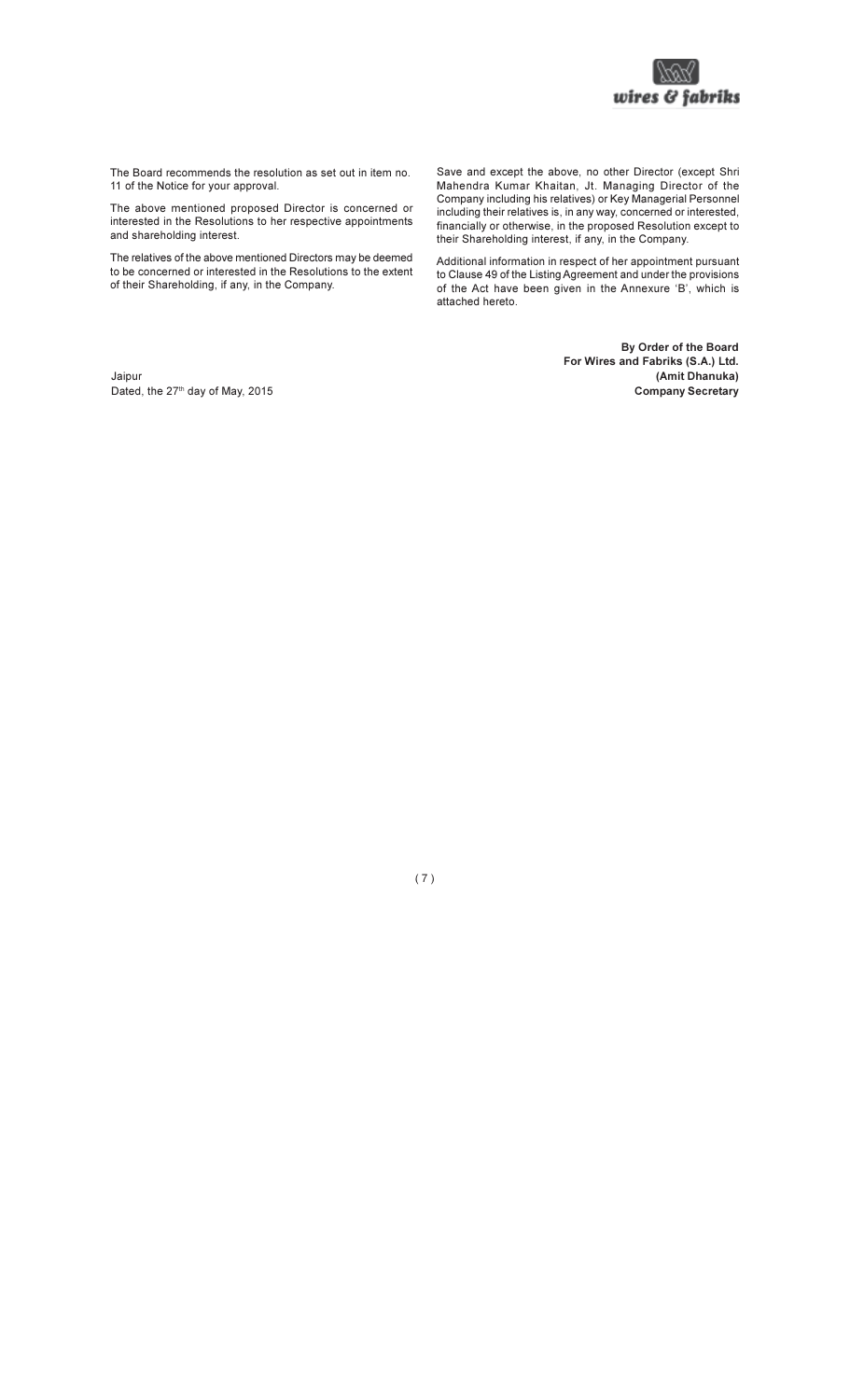The Board recommends the resolution as set out in item no. 11 of the Notice for your approval.

The above mentioned proposed Director is concerned or interested in the Resolutions to her respective appointments and shareholding interest.

The relatives of the above mentioned Directors may be deemed to be concerned or interested in the Resolutions to the extent of their Shareholding, if any, in the Company.

Save and except the above, no other Director (except Shri Mahendra Kumar Khaitan, Jt. Managing Director of the Company including his relatives) or Key Managerial Personnel including their relatives is, in any way, concerned or interested, financially or otherwise, in the proposed Resolution except to their Shareholding interest, if any, in the Company.

Additional information in respect of her appointment pursuant to Clause 49 of the Listing Agreement and under the provisions of the Act have been given in the Annexure 'B', which is attached hereto.

**By Order of the Board**
**For Wires and Fabriks (S.A.) Ltd.**
**(Amit Dhanuka)**
**Company Secretary**

Jaipur
Dated, the 27th day of May, 2015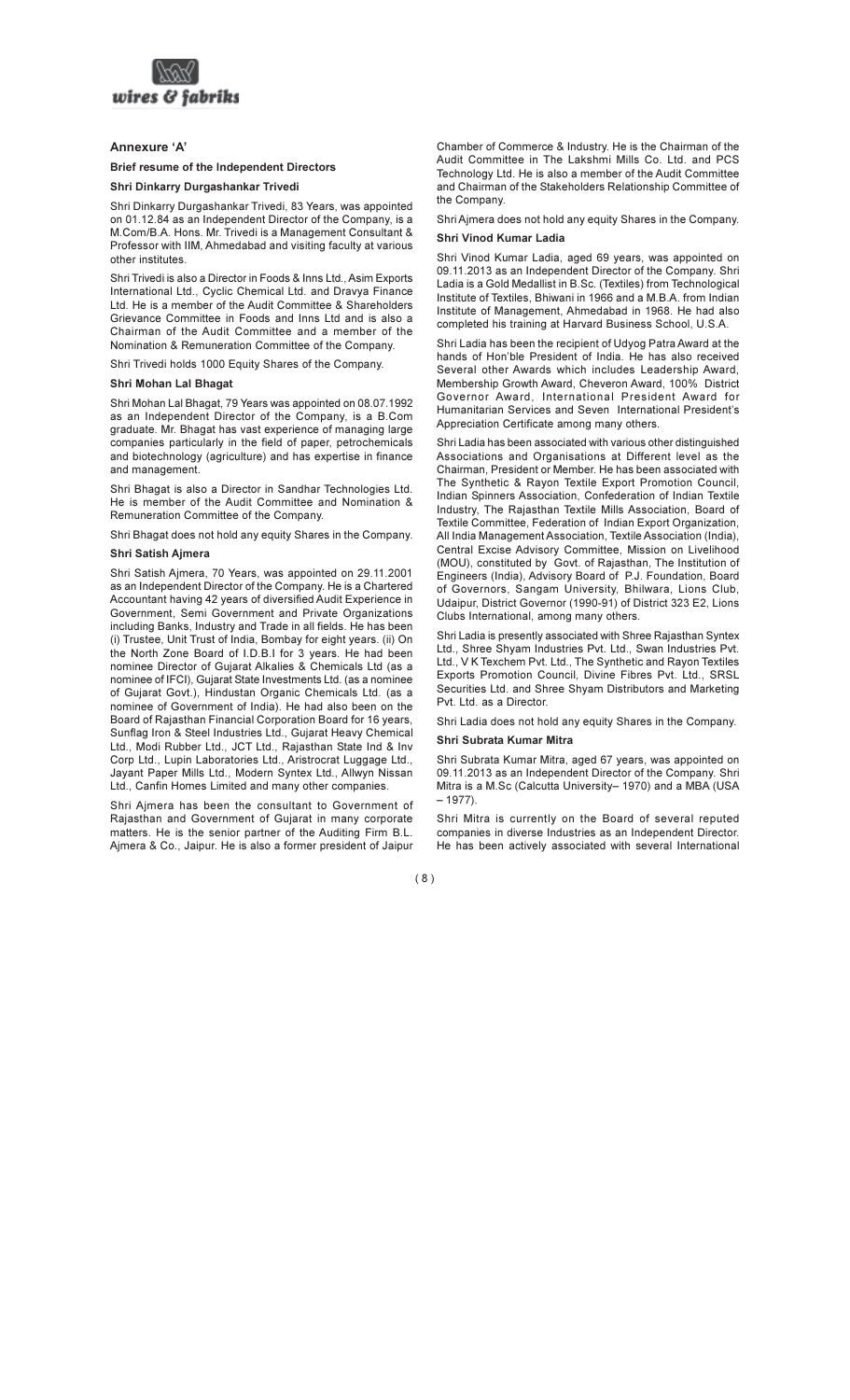## Annexure 'A'

### Brief resume of the Independent Directors

**Shri Dinkarry Durgashankar Trivedi**

Shri Dinkarry Durgashankar Trivedi, 83 Years, was appointed on 01.12.84 as an Independent Director of the Company, is a M.Com/B.A. Hons. Mr. Trivedi is a Management Consultant & Professor with IIM, Ahmedabad and visiting faculty at various other institutes.

Shri Trivedi is also a Director in Foods & Inns Ltd., Asim Exports International Ltd., Cyclic Chemical Ltd. and Dravya Finance Ltd. He is a member of the Audit Committee & Shareholders Grievance Committee in Foods and Inns Ltd and is also a Chairman of the Audit Committee and a member of the Nomination & Remuneration Committee of the Company.

Shri Trivedi holds 1000 Equity Shares of the Company.

**Shri Mohan Lal Bhagat**

Shri Mohan Lal Bhagat, 79 Years was appointed on 08.07.1992 as an Independent Director of the Company, is a B.Com graduate. Mr. Bhagat has vast experience of managing large companies particularly in the field of paper, petrochemicals and biotechnology (agriculture) and has expertise in finance and management.

Shri Bhagat is also a Director in Sandhar Technologies Ltd. He is member of the Audit Committee and Nomination & Remuneration Committee of the Company.

Shri Bhagat does not hold any equity Shares in the Company.

**Shri Satish Ajmera**

Shri Satish Ajmera, 70 Years, was appointed on 29.11.2001 as an Independent Director of the Company. He is a Chartered Accountant having 42 years of diversified Audit Experience in Government, Semi Government and Private Organizations including Banks, Industry and Trade in all fields. He has been (i) Trustee, Unit Trust of India, Bombay for eight years. (ii) On the North Zone Board of I.D.B.I for 3 years. He had been nominee Director of Gujarat Alkalies & Chemicals Ltd (as a nominee of IFCI), Gujarat State Investments Ltd. (as a nominee of Gujarat Govt.), Hindustan Organic Chemicals Ltd. (as a nominee of Government of India). He had also been on the Board of Rajasthan Financial Corporation Board for 16 years, Sunflag Iron & Steel Industries Ltd., Gujarat Heavy Chemical Ltd., Modi Rubber Ltd., JCT Ltd., Rajasthan State Ind & Inv Corp Ltd., Lupin Laboratories Ltd., Aristrocrat Luggage Ltd., Jayant Paper Mills Ltd., Modern Syntex Ltd., Allwyn Nissan Ltd., Canfin Homes Limited and many other companies.

Shri Ajmera has been the consultant to Government of Rajasthan and Government of Gujarat in many corporate matters. He is the senior partner of the Auditing Firm B.L. Ajmera & Co., Jaipur. He is also a former president of Jaipur Chamber of Commerce & Industry. He is the Chairman of the Audit Committee in The Lakshmi Mills Co. Ltd. and PCS Technology Ltd. He is also a member of the Audit Committee and Chairman of the Stakeholders Relationship Committee of the Company.

Shri Ajmera does not hold any equity Shares in the Company.

**Shri Vinod Kumar Ladia**

Shri Vinod Kumar Ladia, aged 69 years, was appointed on 09.11.2013 as an Independent Director of the Company. Shri Ladia is a Gold Medallist in B.Sc. (Textiles) from Technological Institute of Textiles, Bhiwani in 1966 and a M.B.A. from Indian Institute of Management, Ahmedabad in 1968. He had also completed his training at Harvard Business School, U.S.A.

Shri Ladia has been the recipient of Udyog Patra Award at the hands of Hon'ble President of India. He has also received Several other Awards which includes Leadership Award, Membership Growth Award, Cheveron Award, 100% District Governor Award, International President Award for Humanitarian Services and Seven International President's Appreciation Certificate among many others.

Shri Ladia has been associated with various other distinguished Associations and Organisations at Different level as the Chairman, President or Member. He has been associated with The Synthetic & Rayon Textile Export Promotion Council, Indian Spinners Association, Confederation of Indian Textile Industry, The Rajasthan Textile Mills Association, Board of Textile Committee, Federation of Indian Export Organization, All India Management Association, Textile Association (India), Central Excise Advisory Committee, Mission on Livelihood (MOU), constituted by Govt. of Rajasthan, The Institution of Engineers (India), Advisory Board of P.J. Foundation, Board of Governors, Sangam University, Bhilwara, Lions Club, Udaipur, District Governor (1990-91) of District 323 E2, Lions Clubs International, among many others.

Shri Ladia is presently associated with Shree Rajasthan Syntex Ltd., Shree Shyam Industries Pvt. Ltd., Swan Industries Pvt. Ltd., V K Texchem Pvt. Ltd., The Synthetic and Rayon Textiles Exports Promotion Council, Divine Fibres Pvt. Ltd., SRSL Securities Ltd. and Shree Shyam Distributors and Marketing Pvt. Ltd. as a Director.

Shri Ladia does not hold any equity Shares in the Company.

**Shri Subrata Kumar Mitra**

Shri Subrata Kumar Mitra, aged 67 years, was appointed on 09.11.2013 as an Independent Director of the Company. Shri Mitra is a M.Sc (Calcutta University– 1970) and a MBA (USA – 1977).

Shri Mitra is currently on the Board of several reputed companies in diverse Industries as an Independent Director. He has been actively associated with several International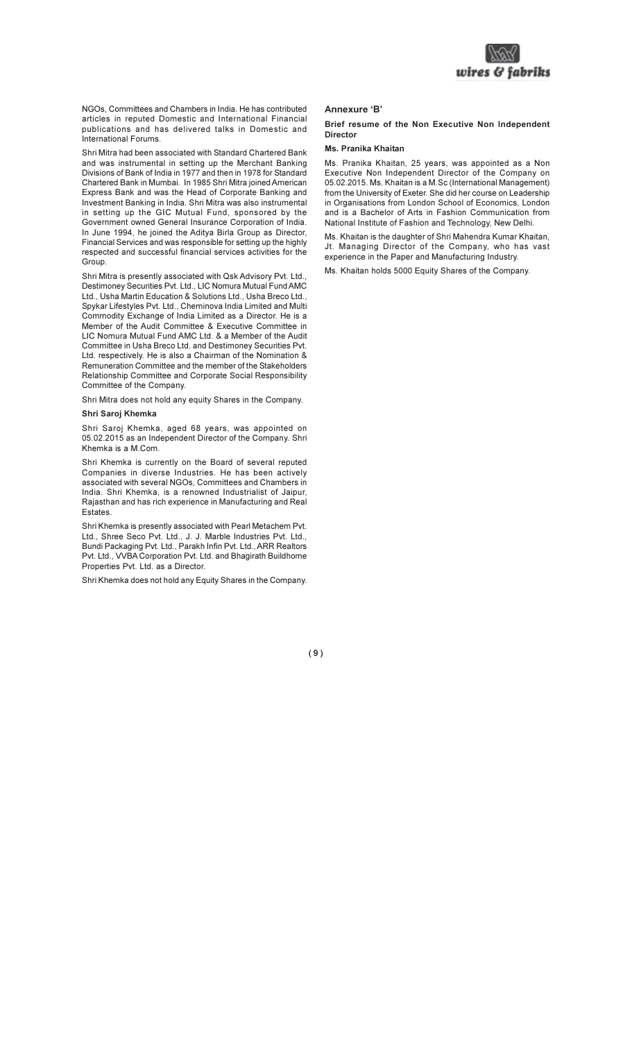NGOs, Committees and Chambers in India. He has contributed articles in reputed Domestic and International Financial publications and has delivered talks in Domestic and International Forums.

Shri Mitra had been associated with Standard Chartered Bank and was instrumental in setting up the Merchant Banking Divisions of Bank of India in 1977 and then in 1978 for Standard Chartered Bank in Mumbai. In 1985 Shri Mitra joined American Express Bank and was the Head of Corporate Banking and Investment Banking in India. Shri Mitra was also instrumental in setting up the GIC Mutual Fund, sponsored by the Government owned General Insurance Corporation of India. In June 1994, he joined the Aditya Birla Group as Director, Financial Services and was responsible for setting up the highly respected and successful financial services activities for the Group.

Shri Mitra is presently associated with Qsk Advisory Pvt. Ltd., Destimoney Securities Pvt. Ltd., LIC Nomura Mutual Fund AMC Ltd., Usha Martin Education & Solutions Ltd., Usha Breco Ltd., Spykar Lifestyles Pvt. Ltd., Cheminova India Limited and Multi Commodity Exchange of India Limited as a Director. He is a Member of the Audit Committee & Executive Committee in LIC Nomura Mutual Fund AMC Ltd. & a Member of the Audit Committee in Usha Breco Ltd. and Destimoney Securities Pvt. Ltd. respectively. He is also a Chairman of the Nomination & Remuneration Committee and the member of the Stakeholders Relationship Committee and Corporate Social Responsibility Committee of the Company.

Shri Mitra does not hold any equity Shares in the Company.

**Shri Saroj Khemka**

Shri Saroj Khemka, aged 68 years, was appointed on 05.02.2015 as an Independent Director of the Company. Shri Khemka is a M.Com.

Shri Khemka is currently on the Board of several reputed Companies in diverse Industries. He has been actively associated with several NGOs, Committees and Chambers in India. Shri Khemka, is a renowned Industrialist of Jaipur, Rajasthan and has rich experience in Manufacturing and Real Estates.

Shri Khemka is presently associated with Pearl Metachem Pvt. Ltd., Shree Seco Pvt. Ltd., J. J. Marble Industries Pvt. Ltd., Bundi Packaging Pvt. Ltd., Parakh Infin Pvt. Ltd., ARR Realtors Pvt. Ltd., VVBA Corporation Pvt. Ltd. and Bhagirath Buildhome Properties Pvt. Ltd. as a Director.

Shri Khemka does not hold any Equity Shares in the Company.

## Annexure 'B'

**Brief resume of the Non Executive Non Independent Director**

**Ms. Pranika Khaitan**

Ms. Pranika Khaitan, 25 years, was appointed as a Non Executive Non Independent Director of the Company on 05.02.2015. Ms. Khaitan is a M.Sc (International Management) from the University of Exeter. She did her course on Leadership in Organisations from London School of Economics, London and is a Bachelor of Arts in Fashion Communication from National Institute of Fashion and Technology, New Delhi.

Ms. Khaitan is the daughter of Shri Mahendra Kumar Khaitan, Jt. Managing Director of the Company, who has vast experience in the Paper and Manufacturing Industry.

Ms. Khaitan holds 5000 Equity Shares of the Company.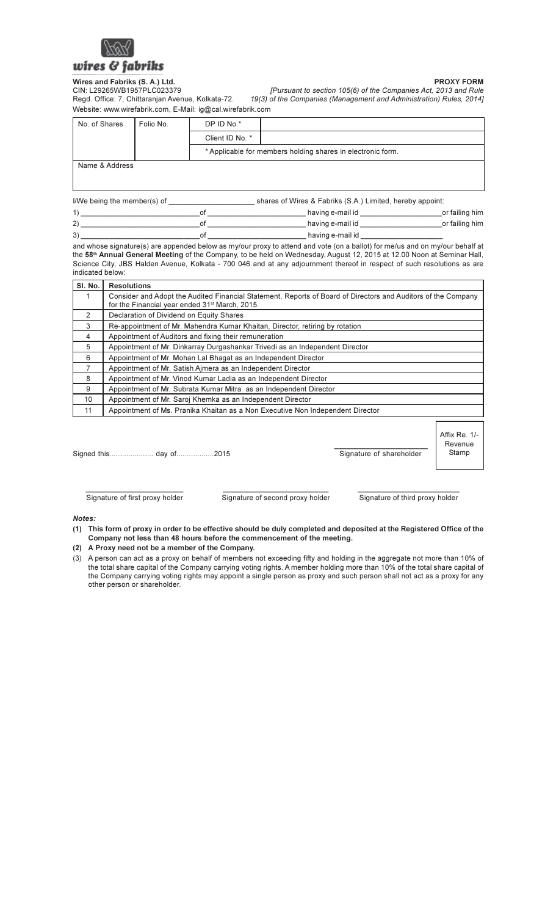wires & fabriks

**Wires and Fabriks (S. A.) Ltd.**
CIN: L29265WB1957PLC023379
Regd. Office: 7, Chittaranjan Avenue, Kolkata-72.
Website: www.wirefabrik.com, E-Mail: ig@cal.wirefabrik.com

**PROXY FORM**
*[Pursuant to section 105(6) of the Companies Act, 2013 and Rule 19(3) of the Companies (Management and Administration) Rules, 2014]*

| No. of Shares | Folio No. | DP ID No.* | |
|---|---|---|---|
| | | Client ID No. * | |
| | | * Applicable for members holding shares in electronic form. | |
| Name & Address | | | |

I/We being the member(s) of ____________________ shares of Wires & Fabriks (S.A.) Limited, hereby appoint:

1) ____________________________ of ________________________ having e-mail id ____________________ or failing him

2) ____________________________ of ________________________ having e-mail id ____________________ or failing him

3) ____________________________ of ________________________ having e-mail id ____________________

and whose signature(s) are appended below as my/our proxy to attend and vote (on a ballot) for me/us and on my/our behalf at the **58th Annual General Meeting** of the Company, to be held on Wednesday, August 12, 2015 at 12.00 Noon at Seminar Hall, Science City, JBS Halden Avenue, Kolkata - 700 046 and at any adjournment thereof in respect of such resolutions as are indicated below:

| Sl. No. | Resolutions |
|---|---|
| 1 | Consider and Adopt the Audited Financial Statement, Reports of Board of Directors and Auditors of the Company for the Financial year ended 31st March, 2015. |
| 2 | Declaration of Dividend on Equity Shares |
| 3 | Re-appointment of Mr. Mahendra Kumar Khaitan, Director, retiring by rotation |
| 4 | Appointment of Auditors and fixing their remuneration |
| 5 | Appointment of Mr. Dinkarray Durgashankar Trivedi as an Independent Director |
| 6 | Appointment of Mr. Mohan Lal Bhagat as an Independent Director |
| 7 | Appointment of Mr. Satish Ajmera as an Independent Director |
| 8 | Appointment of Mr. Vinod Kumar Ladia as an Independent Director |
| 9 | Appointment of Mr. Subrata Kumar Mitra as an Independent Director |
| 10 | Appointment of Mr. Saroj Khemka as an Independent Director |
| 11 | Appointment of Ms. Pranika Khaitan as a Non Executive Non Independent Director |

Signed this..................... day of..................2015

Signature of shareholder

Affix Re. 1/- Revenue Stamp

Signature of first proxy holder

Signature of second proxy holder

Signature of third proxy holder

*Notes:*

**(1) This form of proxy in order to be effective should be duly completed and deposited at the Registered Office of the Company not less than 48 hours before the commencement of the meeting.**

**(2) A Proxy need not be a member of the Company.**

(3) A person can act as a proxy on behalf of members not exceeding fifty and holding in the aggregate not more than 10% of the total share capital of the Company carrying voting rights. A member holding more than 10% of the total share capital of the Company carrying voting rights may appoint a single person as proxy and such person shall not act as a proxy for any other person or shareholder.